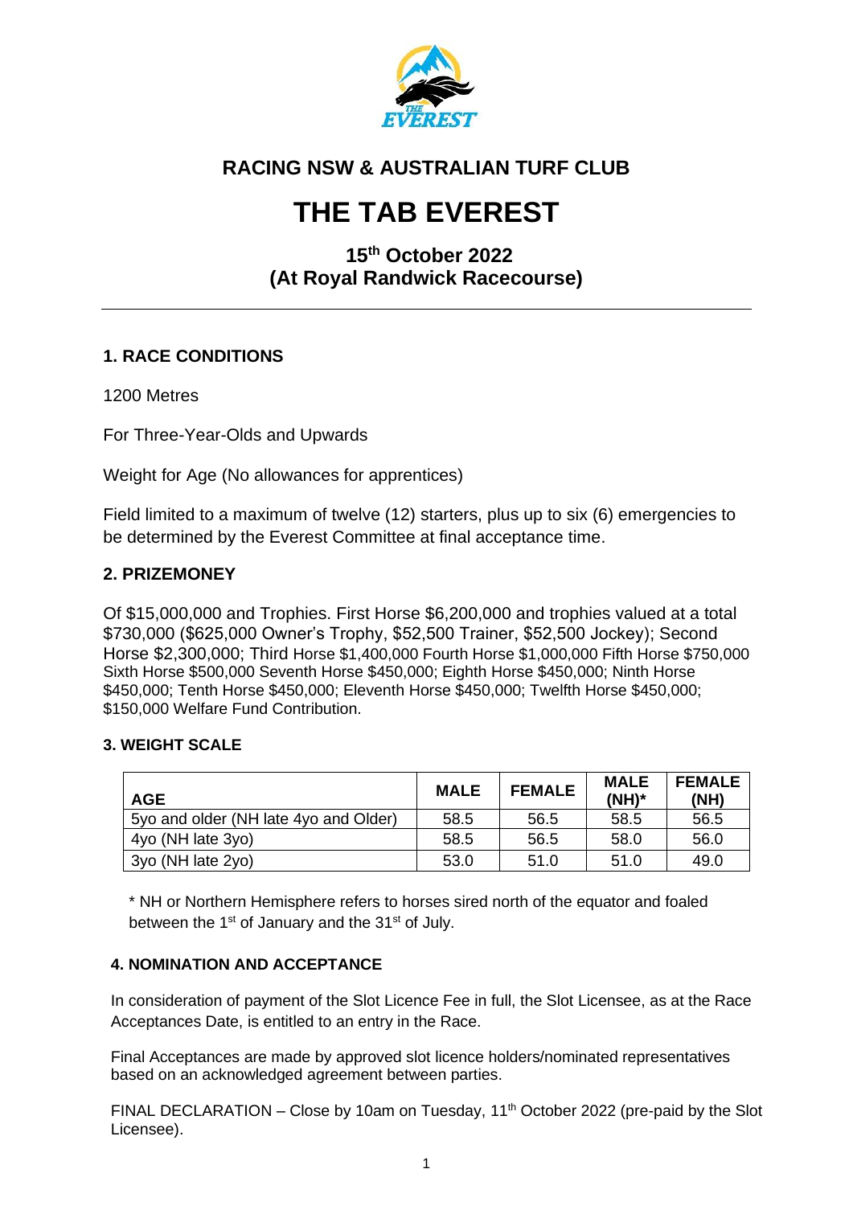## RACING NSW & AUSTRALIAN TURF CLUB

# THE TAB EVEREST

### 15th October 2022
### (At Royal Randwick Racecourse)

---

### 1. RACE CONDITIONS

1200 Metres

For Three-Year-Olds and Upwards

Weight for Age (No allowances for apprentices)

Field limited to a maximum of twelve (12) starters, plus up to six (6) emergencies to be determined by the Everest Committee at final acceptance time.

### 2. PRIZEMONEY

Of $15,000,000 and Trophies. First Horse $6,200,000 and trophies valued at a total $730,000 ($625,000 Owner's Trophy, $52,500 Trainer, $52,500 Jockey); Second Horse $2,300,000; Third Horse $1,400,000 Fourth Horse $1,000,000 Fifth Horse $750,000 Sixth Horse $500,000 Seventh Horse $450,000; Eighth Horse $450,000; Ninth Horse $450,000; Tenth Horse $450,000; Eleventh Horse $450,000; Twelfth Horse $450,000; $150,000 Welfare Fund Contribution.

### 3. WEIGHT SCALE

| AGE | MALE | FEMALE | MALE (NH)* | FEMALE (NH) |
|---|---|---|---|---|
| 5yo and older (NH late 4yo and Older) | 58.5 | 56.5 | 58.5 | 56.5 |
| 4yo (NH late 3yo) | 58.5 | 56.5 | 58.0 | 56.0 |
| 3yo (NH late 2yo) | 53.0 | 51.0 | 51.0 | 49.0 |

\* NH or Northern Hemisphere refers to horses sired north of the equator and foaled between the 1st of January and the 31st of July.

### 4. NOMINATION AND ACCEPTANCE

In consideration of payment of the Slot Licence Fee in full, the Slot Licensee, as at the Race Acceptances Date, is entitled to an entry in the Race.

Final Acceptances are made by approved slot licence holders/nominated representatives based on an acknowledged agreement between parties.

FINAL DECLARATION – Close by 10am on Tuesday, 11th October 2022 (pre-paid by the Slot Licensee).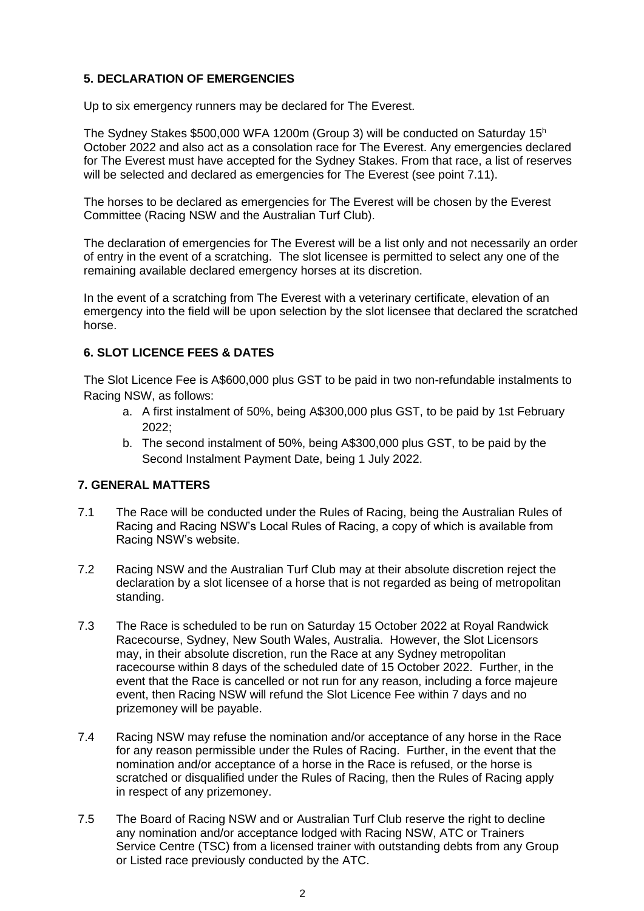## 5. DECLARATION OF EMERGENCIES

Up to six emergency runners may be declared for The Everest.

The Sydney Stakes $500,000 WFA 1200m (Group 3) will be conducted on Saturday 15[h] October 2022 and also act as a consolation race for The Everest. Any emergencies declared for The Everest must have accepted for the Sydney Stakes. From that race, a list of reserves will be selected and declared as emergencies for The Everest (see point 7.11).

The horses to be declared as emergencies for The Everest will be chosen by the Everest Committee (Racing NSW and the Australian Turf Club).

The declaration of emergencies for The Everest will be a list only and not necessarily an order of entry in the event of a scratching. The slot licensee is permitted to select any one of the remaining available declared emergency horses at its discretion.

In the event of a scratching from The Everest with a veterinary certificate, elevation of an emergency into the field will be upon selection by the slot licensee that declared the scratched horse.

## 6. SLOT LICENCE FEES & DATES

The Slot Licence Fee is A$600,000 plus GST to be paid in two non-refundable instalments to Racing NSW, as follows:

a. A first instalment of 50%, being A$300,000 plus GST, to be paid by 1st February 2022;
b. The second instalment of 50%, being A$300,000 plus GST, to be paid by the Second Instalment Payment Date, being 1 July 2022.

## 7. GENERAL MATTERS

7.1 The Race will be conducted under the Rules of Racing, being the Australian Rules of Racing and Racing NSW's Local Rules of Racing, a copy of which is available from Racing NSW's website.

7.2 Racing NSW and the Australian Turf Club may at their absolute discretion reject the declaration by a slot licensee of a horse that is not regarded as being of metropolitan standing.

7.3 The Race is scheduled to be run on Saturday 15 October 2022 at Royal Randwick Racecourse, Sydney, New South Wales, Australia. However, the Slot Licensors may, in their absolute discretion, run the Race at any Sydney metropolitan racecourse within 8 days of the scheduled date of 15 October 2022. Further, in the event that the Race is cancelled or not run for any reason, including a force majeure event, then Racing NSW will refund the Slot Licence Fee within 7 days and no prizemoney will be payable.

7.4 Racing NSW may refuse the nomination and/or acceptance of any horse in the Race for any reason permissible under the Rules of Racing. Further, in the event that the nomination and/or acceptance of a horse in the Race is refused, or the horse is scratched or disqualified under the Rules of Racing, then the Rules of Racing apply in respect of any prizemoney.

7.5 The Board of Racing NSW and or Australian Turf Club reserve the right to decline any nomination and/or acceptance lodged with Racing NSW, ATC or Trainers Service Centre (TSC) from a licensed trainer with outstanding debts from any Group or Listed race previously conducted by the ATC.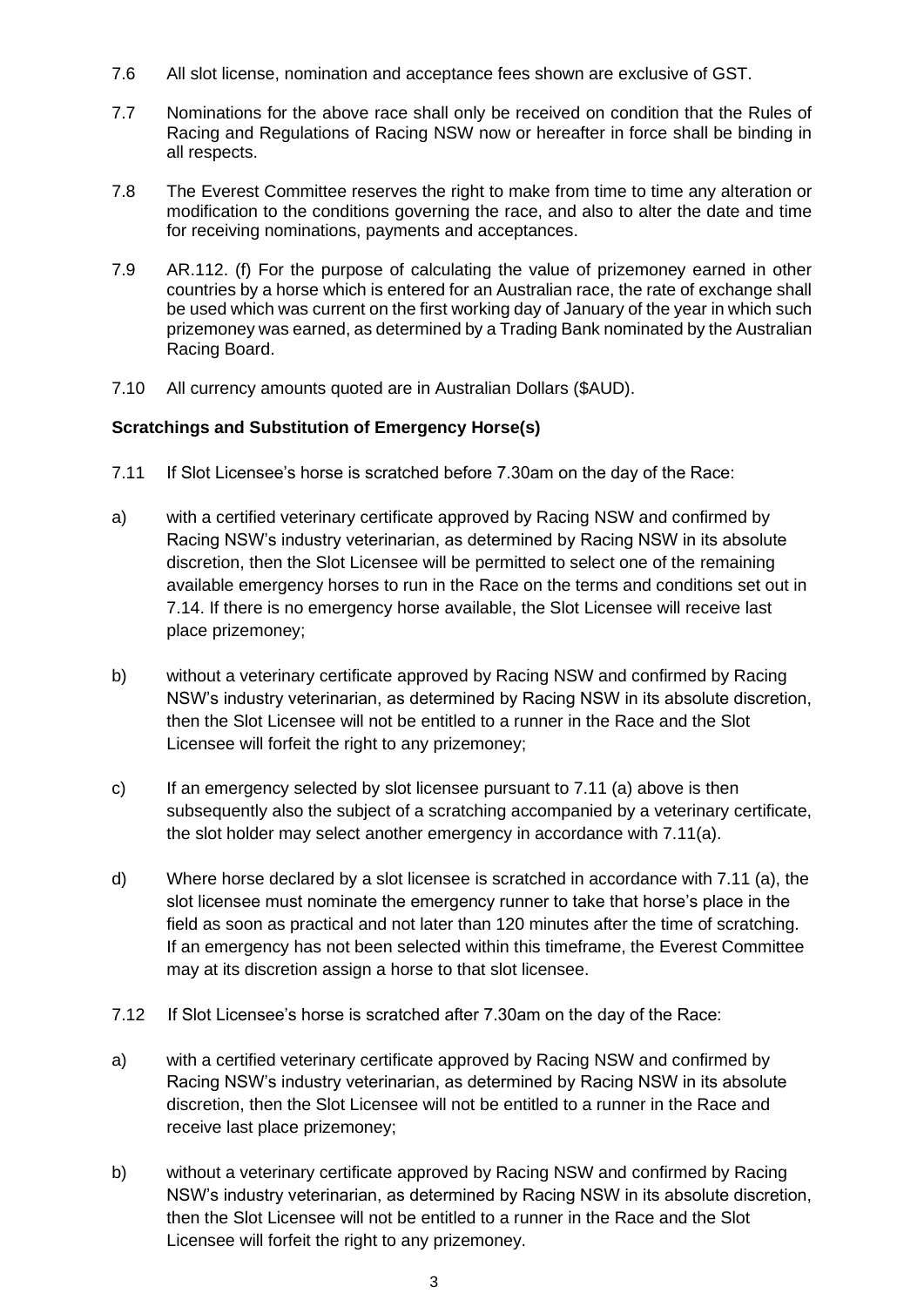7.6 All slot license, nomination and acceptance fees shown are exclusive of GST.

7.7 Nominations for the above race shall only be received on condition that the Rules of Racing and Regulations of Racing NSW now or hereafter in force shall be binding in all respects.

7.8 The Everest Committee reserves the right to make from time to time any alteration or modification to the conditions governing the race, and also to alter the date and time for receiving nominations, payments and acceptances.

7.9 AR.112. (f) For the purpose of calculating the value of prizemoney earned in other countries by a horse which is entered for an Australian race, the rate of exchange shall be used which was current on the first working day of January of the year in which such prizemoney was earned, as determined by a Trading Bank nominated by the Australian Racing Board.

7.10 All currency amounts quoted are in Australian Dollars ($AUD).

**Scratchings and Substitution of Emergency Horse(s)**

7.11 If Slot Licensee's horse is scratched before 7.30am on the day of the Race:

a) with a certified veterinary certificate approved by Racing NSW and confirmed by Racing NSW's industry veterinarian, as determined by Racing NSW in its absolute discretion, then the Slot Licensee will be permitted to select one of the remaining available emergency horses to run in the Race on the terms and conditions set out in 7.14. If there is no emergency horse available, the Slot Licensee will receive last place prizemoney;

b) without a veterinary certificate approved by Racing NSW and confirmed by Racing NSW's industry veterinarian, as determined by Racing NSW in its absolute discretion, then the Slot Licensee will not be entitled to a runner in the Race and the Slot Licensee will forfeit the right to any prizemoney;

c) If an emergency selected by slot licensee pursuant to 7.11 (a) above is then subsequently also the subject of a scratching accompanied by a veterinary certificate, the slot holder may select another emergency in accordance with 7.11(a).

d) Where horse declared by a slot licensee is scratched in accordance with 7.11 (a), the slot licensee must nominate the emergency runner to take that horse's place in the field as soon as practical and not later than 120 minutes after the time of scratching. If an emergency has not been selected within this timeframe, the Everest Committee may at its discretion assign a horse to that slot licensee.

7.12 If Slot Licensee's horse is scratched after 7.30am on the day of the Race:

a) with a certified veterinary certificate approved by Racing NSW and confirmed by Racing NSW's industry veterinarian, as determined by Racing NSW in its absolute discretion, then the Slot Licensee will not be entitled to a runner in the Race and receive last place prizemoney;

b) without a veterinary certificate approved by Racing NSW and confirmed by Racing NSW's industry veterinarian, as determined by Racing NSW in its absolute discretion, then the Slot Licensee will not be entitled to a runner in the Race and the Slot Licensee will forfeit the right to any prizemoney.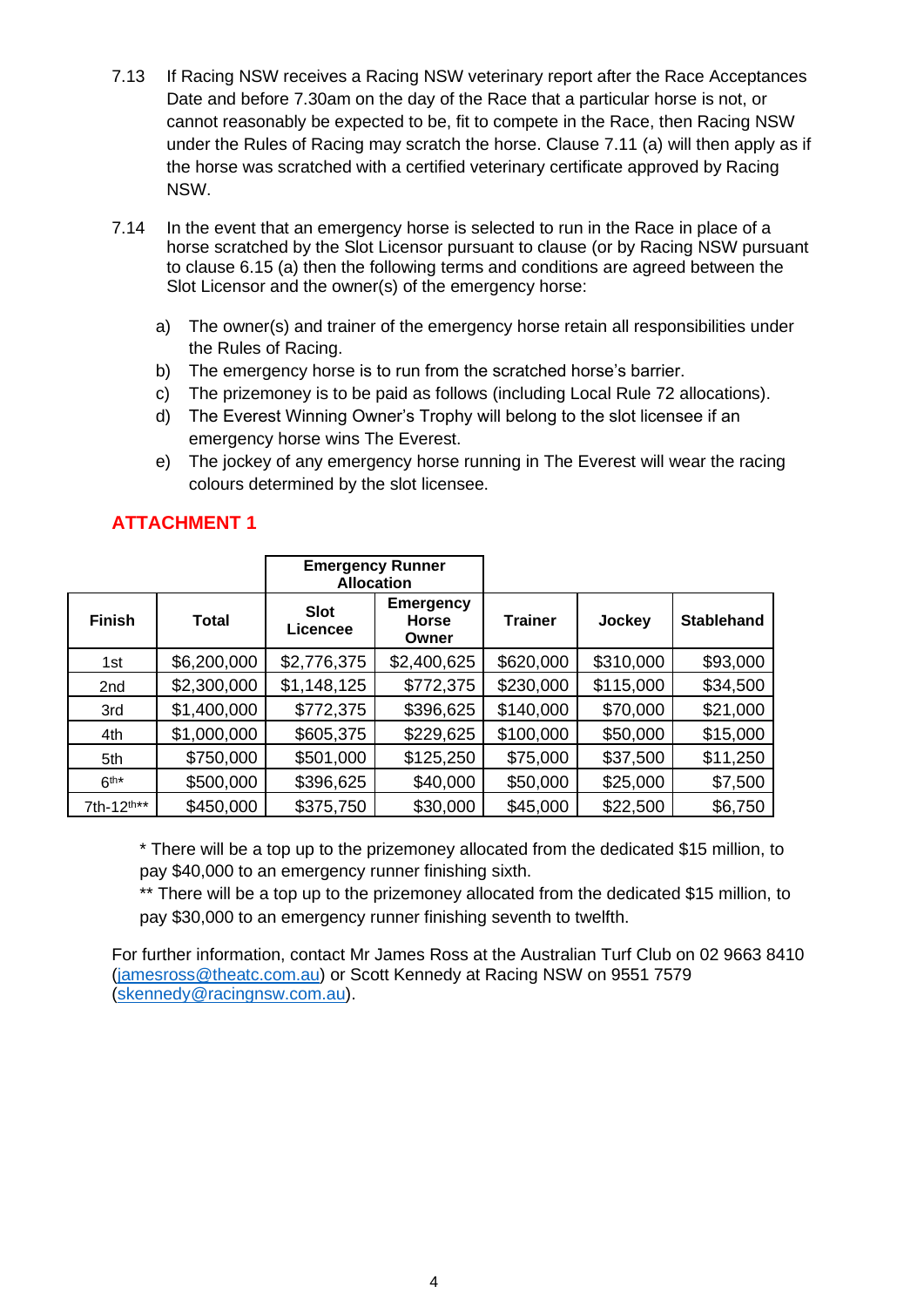7.13 If Racing NSW receives a Racing NSW veterinary report after the Race Acceptances Date and before 7.30am on the day of the Race that a particular horse is not, or cannot reasonably be expected to be, fit to compete in the Race, then Racing NSW under the Rules of Racing may scratch the horse. Clause 7.11 (a) will then apply as if the horse was scratched with a certified veterinary certificate approved by Racing NSW.

7.14 In the event that an emergency horse is selected to run in the Race in place of a horse scratched by the Slot Licensor pursuant to clause (or by Racing NSW pursuant to clause 6.15 (a) then the following terms and conditions are agreed between the Slot Licensor and the owner(s) of the emergency horse:

a) The owner(s) and trainer of the emergency horse retain all responsibilities under the Rules of Racing.
b) The emergency horse is to run from the scratched horse's barrier.
c) The prizemoney is to be paid as follows (including Local Rule 72 allocations).
d) The Everest Winning Owner's Trophy will belong to the slot licensee if an emergency horse wins The Everest.
e) The jockey of any emergency horse running in The Everest will wear the racing colours determined by the slot licensee.

## ATTACHMENT 1

| | | Emergency Runner Allocation | | | | |
|---|---|---|---|---|---|---|
| **Finish** | **Total** | **Slot Licencee** | **Emergency Horse Owner** | **Trainer** | **Jockey** | **Stablehand** |
| 1st | $6,200,000 | $2,776,375 | $2,400,625 | $620,000 | $310,000 | $93,000 |
| 2nd | $2,300,000 | $1,148,125 | $772,375 | $230,000 | $115,000 | $34,500 |
| 3rd | $1,400,000 | $772,375 | $396,625 | $140,000 | $70,000 | $21,000 |
| 4th | $1,000,000 | $605,375 | $229,625 | $100,000 | $50,000 | $15,000 |
| 5th | $750,000 | $501,000 | $125,250 | $75,000 | $37,500 | $11,250 |
| 6th* | $500,000 | $396,625 | $40,000 | $50,000 | $25,000 | $7,500 |
| 7th-12th** | $450,000 | $375,750 | $30,000 | $45,000 | $22,500 | $6,750 |

\* There will be a top up to the prizemoney allocated from the dedicated $15 million, to pay $40,000 to an emergency runner finishing sixth.
\*\* There will be a top up to the prizemoney allocated from the dedicated $15 million, to pay $30,000 to an emergency runner finishing seventh to twelfth.

For further information, contact Mr James Ross at the Australian Turf Club on 02 9663 8410 (jamesross@theatc.com.au) or Scott Kennedy at Racing NSW on 9551 7579 (skennedy@racingnsw.com.au).